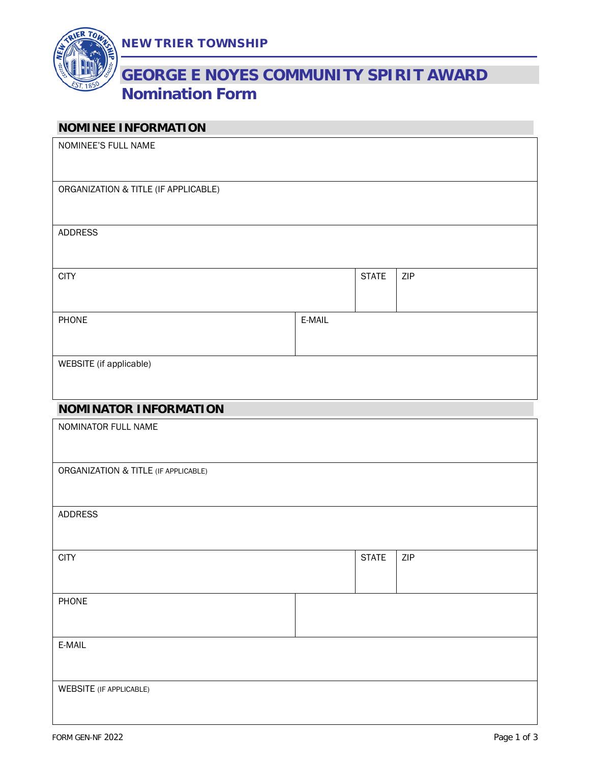**NEW TRIER TOWNSHIP**

# GEORGE E NOYES COMMUNITY SPIRIT AWARD
## Nomination Form

## NOMINEE INFORMATION

| NOMINEE'S FULL NAME | | | |
|---|---|---|---|
| ORGANIZATION & TITLE (IF APPLICABLE) | | | |
| ADDRESS | | | |
| CITY | | STATE | ZIP |
| PHONE | E-MAIL | | |
| WEBSITE (if applicable) | | | |

## NOMINATOR INFORMATION

| NOMINATOR FULL NAME | | | |
|---|---|---|---|
| ORGANIZATION & TITLE (IF APPLICABLE) | | | |
| ADDRESS | | | |
| CITY | | STATE | ZIP |
| PHONE | | | |
| E-MAIL | | | |
| WEBSITE (IF APPLICABLE) | | | |

FORM GEN-NF 2022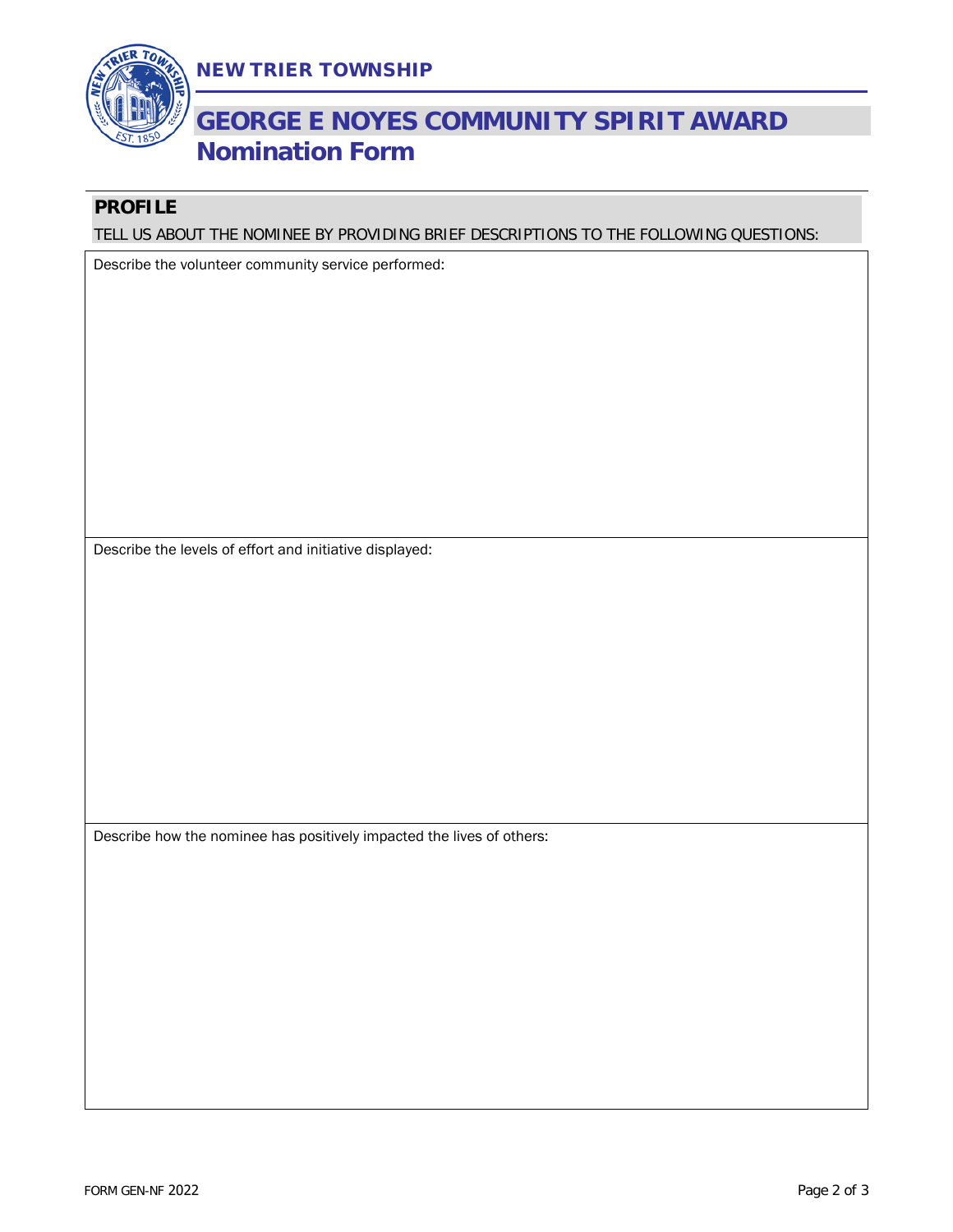NEW TRIER TOWNSHIP

# GEORGE E NOYES COMMUNITY SPIRIT AWARD
## Nomination Form

### PROFILE

TELL US ABOUT THE NOMINEE BY PROVIDING BRIEF DESCRIPTIONS TO THE FOLLOWING QUESTIONS:

Describe the volunteer community service performed:

Describe the levels of effort and initiative displayed:

Describe how the nominee has positively impacted the lives of others:

FORM GEN-NF 2022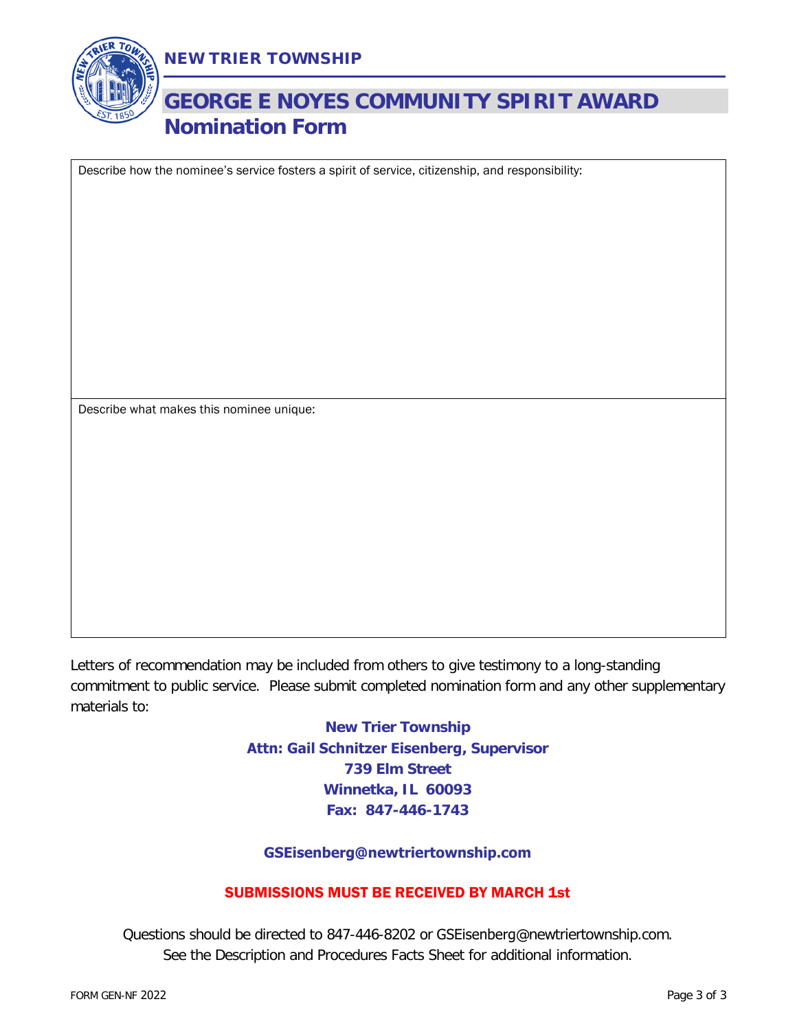NEW TRIER TOWNSHIP

# GEORGE E NOYES COMMUNITY SPIRIT AWARD
## Nomination Form

| Describe how the nominee's service fosters a spirit of service, citizenship, and responsibility: |
| --- |
| |
| Describe what makes this nominee unique: |
| |

Letters of recommendation may be included from others to give testimony to a long-standing commitment to public service. Please submit completed nomination form and any other supplementary materials to:

**New Trier Township**
**Attn: Gail Schnitzer Eisenberg, Supervisor**
**739 Elm Street**
**Winnetka, IL 60093**
**Fax: 847-446-1743**

**GSEisenberg@newtriertownship.com**

**SUBMISSIONS MUST BE RECEIVED BY MARCH 1st**

Questions should be directed to 847-446-8202 or GSEisenberg@newtriertownship.com.
See the Description and Procedures Facts Sheet for additional information.

FORM GEN-NF 2022